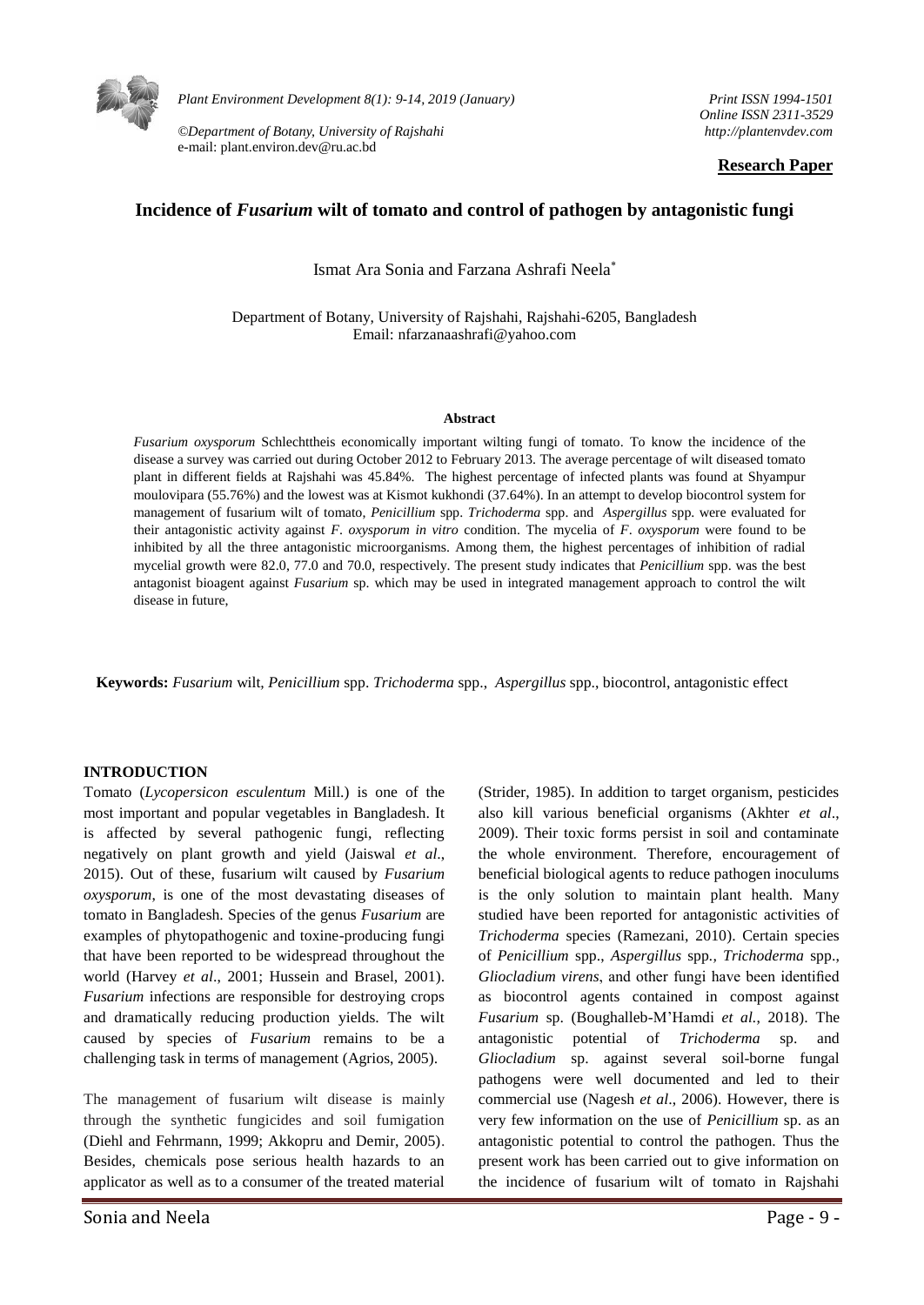**Research Paper**

# Incidence of *Fusarium* wilt of tomato and control of pathogen by antagonistic fungi

Ismat Ara Sonia and Farzana Ashrafi Neela*

Department of Botany, University of Rajshahi, Rajshahi-6205, Bangladesh
Email: nfarzanaashrafi@yahoo.com

### Abstract

*Fusarium oxysporum* Schlechttheis economically important wilting fungi of tomato. To know the incidence of the disease a survey was carried out during October 2012 to February 2013. The average percentage of wilt diseased tomato plant in different fields at Rajshahi was 45.84%. The highest percentage of infected plants was found at Shyampur moulovipara (55.76%) and the lowest was at Kismot kukhondi (37.64%). In an attempt to develop biocontrol system for management of fusarium wilt of tomato, *Penicillium* spp. *Trichoderma* spp. and *Aspergillus* spp. were evaluated for their antagonistic activity against *F. oxysporum in vitro* condition. The mycelia of *F. oxysporum* were found to be inhibited by all the three antagonistic microorganisms. Among them, the highest percentages of inhibition of radial mycelial growth were 82.0, 77.0 and 70.0, respectively. The present study indicates that *Penicillium* spp. was the best antagonist bioagent against *Fusarium* sp. which may be used in integrated management approach to control the wilt disease in future,

**Keywords:** *Fusarium* wilt, *Penicillium* spp. *Trichoderma* spp., *Aspergillus* spp., biocontrol, antagonistic effect

## INTRODUCTION

Tomato (*Lycopersicon esculentum* Mill.) is one of the most important and popular vegetables in Bangladesh. It is affected by several pathogenic fungi, reflecting negatively on plant growth and yield (Jaiswal *et al*., 2015). Out of these, fusarium wilt caused by *Fusarium oxysporum*, is one of the most devastating diseases of tomato in Bangladesh. Species of the genus *Fusarium* are examples of phytopathogenic and toxine-producing fungi that have been reported to be widespread throughout the world (Harvey *et al*., 2001; Hussein and Brasel, 2001). *Fusarium* infections are responsible for destroying crops and dramatically reducing production yields. The wilt caused by species of *Fusarium* remains to be a challenging task in terms of management (Agrios, 2005).

The management of fusarium wilt disease is mainly through the synthetic fungicides and soil fumigation (Diehl and Fehrmann, 1999; Akkopru and Demir, 2005). Besides, chemicals pose serious health hazards to an applicator as well as to a consumer of the treated material (Strider, 1985). In addition to target organism, pesticides also kill various beneficial organisms (Akhter *et al*., 2009). Their toxic forms persist in soil and contaminate the whole environment. Therefore, encouragement of beneficial biological agents to reduce pathogen inoculums is the only solution to maintain plant health. Many studied have been reported for antagonistic activities of *Trichoderma* species (Ramezani, 2010). Certain species of *Penicillium* spp., *Aspergillus* spp., *Trichoderma* spp., *Gliocladium virens*, and other fungi have been identified as biocontrol agents contained in compost against *Fusarium* sp. (Boughalleb-M'Hamdi *et al.*, 2018). The antagonistic potential of *Trichoderma* sp. and *Gliocladium* sp. against several soil-borne fungal pathogens were well documented and led to their commercial use (Nagesh *et al*., 2006). However, there is very few information on the use of *Penicillium* sp. as an antagonistic potential to control the pathogen. Thus the present work has been carried out to give information on the incidence of fusarium wilt of tomato in Rajshahi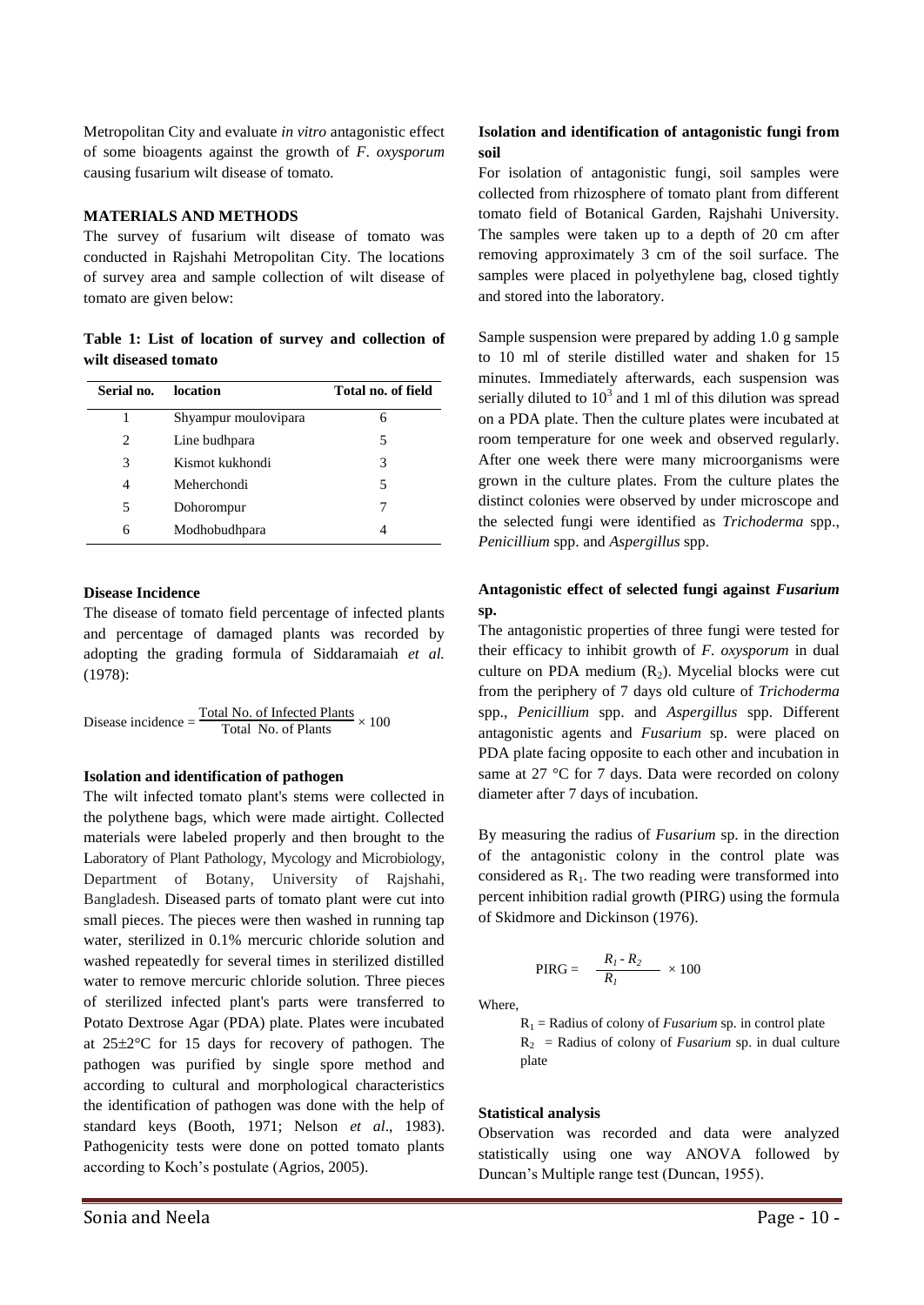Metropolitan City and evaluate *in vitro* antagonistic effect of some bioagents against the growth of *F. oxysporum* causing fusarium wilt disease of tomato.

## MATERIALS AND METHODS

The survey of fusarium wilt disease of tomato was conducted in Rajshahi Metropolitan City. The locations of survey area and sample collection of wilt disease of tomato are given below:

**Table 1: List of location of survey and collection of wilt diseased tomato**

| Serial no. | location | Total no. of field |
|---|---|---|
| 1 | Shyampur moulovipara | 6 |
| 2 | Line budhpara | 5 |
| 3 | Kismot kukhondi | 3 |
| 4 | Meherchondi | 5 |
| 5 | Dohorompur | 7 |
| 6 | Modhobudhpara | 4 |

### Disease Incidence

The disease of tomato field percentage of infected plants and percentage of damaged plants was recorded by adopting the grading formula of Siddaramaiah *et al.* (1978):

$$\text{Disease incidence} = \frac{\text{Total No. of Infected Plants}}{\text{Total No. of Plants}} \times 100$$

### Isolation and identification of pathogen

The wilt infected tomato plant's stems were collected in the polythene bags, which were made airtight. Collected materials were labeled properly and then brought to the Laboratory of Plant Pathology, Mycology and Microbiology, Department of Botany, University of Rajshahi, Bangladesh. Diseased parts of tomato plant were cut into small pieces. The pieces were then washed in running tap water, sterilized in 0.1% mercuric chloride solution and washed repeatedly for several times in sterilized distilled water to remove mercuric chloride solution. Three pieces of sterilized infected plant's parts were transferred to Potato Dextrose Agar (PDA) plate. Plates were incubated at 25±2°C for 15 days for recovery of pathogen. The pathogen was purified by single spore method and according to cultural and morphological characteristics the identification of pathogen was done with the help of standard keys (Booth, 1971; Nelson *et al*., 1983). Pathogenicity tests were done on potted tomato plants according to Koch's postulate (Agrios, 2005).

### Isolation and identification of antagonistic fungi from soil

For isolation of antagonistic fungi, soil samples were collected from rhizosphere of tomato plant from different tomato field of Botanical Garden, Rajshahi University. The samples were taken up to a depth of 20 cm after removing approximately 3 cm of the soil surface. The samples were placed in polyethylene bag, closed tightly and stored into the laboratory.

Sample suspension were prepared by adding 1.0 g sample to 10 ml of sterile distilled water and shaken for 15 minutes. Immediately afterwards, each suspension was serially diluted to $10^3$ and 1 ml of this dilution was spread on a PDA plate. Then the culture plates were incubated at room temperature for one week and observed regularly. After one week there were many microorganisms were grown in the culture plates. From the culture plates the distinct colonies were observed by under microscope and the selected fungi were identified as *Trichoderma* spp., *Penicillium* spp. and *Aspergillus* spp.

### Antagonistic effect of selected fungi against *Fusarium* sp.

The antagonistic properties of three fungi were tested for their efficacy to inhibit growth of *F. oxysporum* in dual culture on PDA medium ($R_2$). Mycelial blocks were cut from the periphery of 7 days old culture of *Trichoderma* spp., *Penicillium* spp. and *Aspergillus* spp. Different antagonistic agents and *Fusarium* sp. were placed on PDA plate facing opposite to each other and incubation in same at 27 °C for 7 days. Data were recorded on colony diameter after 7 days of incubation.

By measuring the radius of *Fusarium* sp. in the direction of the antagonistic colony in the control plate was considered as $R_1$. The two reading were transformed into percent inhibition radial growth (PIRG) using the formula of Skidmore and Dickinson (1976).

$$\text{PIRG} = \frac{R_1 - R_2}{R_1} \times 100$$

Where,

$R_1$ = Radius of colony of *Fusarium* sp. in control plate
$R_2$ = Radius of colony of *Fusarium* sp. in dual culture plate

### Statistical analysis

Observation was recorded and data were analyzed statistically using one way ANOVA followed by Duncan's Multiple range test (Duncan, 1955).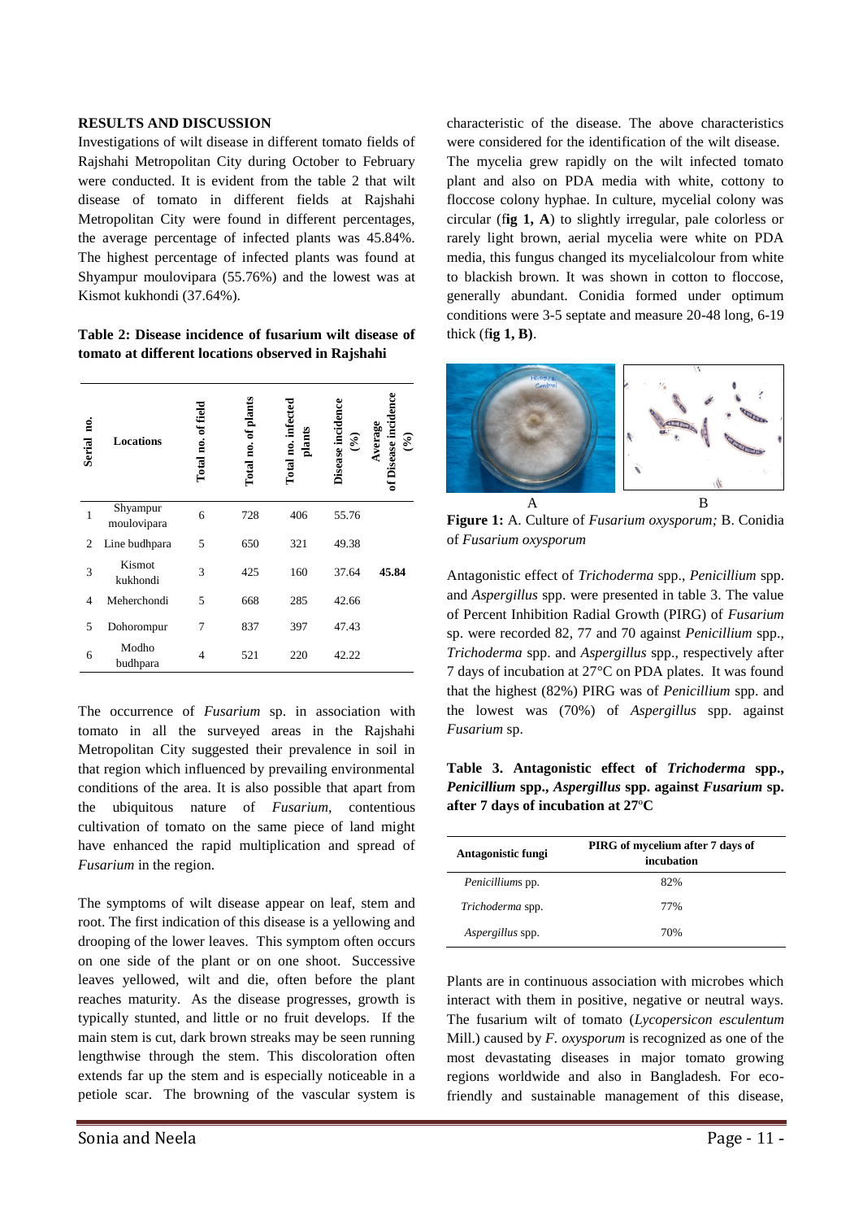## RESULTS AND DISCUSSION

Investigations of wilt disease in different tomato fields of Rajshahi Metropolitan City during October to February were conducted. It is evident from the table 2 that wilt disease of tomato in different fields at Rajshahi Metropolitan City were found in different percentages, the average percentage of infected plants was 45.84%. The highest percentage of infected plants was found at Shyampur moulovipara (55.76%) and the lowest was at Kismot kukhondi (37.64%).

**Table 2: Disease incidence of fusarium wilt disease of tomato at different locations observed in Rajshahi**

| Serial no. | Locations | Total no. of field | Total no. of plants | Total no. infected plants | Disease incidence (%) | Average of Disease incidence (%) |
|---|---|---|---|---|---|---|
| 1 | Shyampur moulovipara | 6 | 728 | 406 | 55.76 | |
| 2 | Line budhpara | 5 | 650 | 321 | 49.38 | |
| 3 | Kismot kukhondi | 3 | 425 | 160 | 37.64 | **45.84** |
| 4 | Meherchondi | 5 | 668 | 285 | 42.66 | |
| 5 | Dohorompur | 7 | 837 | 397 | 47.43 | |
| 6 | Modho budhpara | 4 | 521 | 220 | 42.22 | |

The occurrence of *Fusarium* sp. in association with tomato in all the surveyed areas in the Rajshahi Metropolitan City suggested their prevalence in soil in that region which influenced by prevailing environmental conditions of the area. It is also possible that apart from the ubiquitous nature of *Fusarium,* contentious cultivation of tomato on the same piece of land might have enhanced the rapid multiplication and spread of *Fusarium* in the region.

The symptoms of wilt disease appear on leaf, stem and root. The first indication of this disease is a yellowing and drooping of the lower leaves. This symptom often occurs on one side of the plant or on one shoot. Successive leaves yellowed, wilt and die, often before the plant reaches maturity. As the disease progresses, growth is typically stunted, and little or no fruit develops. If the main stem is cut, dark brown streaks may be seen running lengthwise through the stem. This discoloration often extends far up the stem and is especially noticeable in a petiole scar. The browning of the vascular system is characteristic of the disease. The above characteristics were considered for the identification of the wilt disease. The mycelia grew rapidly on the wilt infected tomato plant and also on PDA media with white, cottony to floccose colony hyphae. In culture, mycelial colony was circular (f**ig 1, A**) to slightly irregular, pale colorless or rarely light brown, aerial mycelia were white on PDA media, this fungus changed its mycelialcolour from white to blackish brown. It was shown in cotton to floccose, generally abundant. Conidia formed under optimum conditions were 3-5 septate and measure 20-48 long, 6-19 thick (f**ig 1, B**).

**Figure 1:** A. Culture of *Fusarium oxysporum;* B. Conidia of *Fusarium oxysporum*

Antagonistic effect of *Trichoderma* spp., *Penicillium* spp. and *Aspergillus* spp. were presented in table 3. The value of Percent Inhibition Radial Growth (PIRG) of *Fusarium* sp. were recorded 82, 77 and 70 against *Penicillium* spp., *Trichoderma* spp. and *Aspergillus* spp., respectively after 7 days of incubation at 27°C on PDA plates. It was found that the highest (82%) PIRG was of *Penicillium* spp. and the lowest was (70%) of *Aspergillus* spp. against *Fusarium* sp.

**Table 3. Antagonistic effect of *Trichoderma* spp., *Penicillium* spp., *Aspergillus* spp. against *Fusarium* sp. after 7 days of incubation at 27°C**

| Antagonistic fungi | PIRG of mycelium after 7 days of incubation |
|---|---|
| *Penicilliums* pp. | 82% |
| *Trichoderma* spp. | 77% |
| *Aspergillus* spp. | 70% |

Plants are in continuous association with microbes which interact with them in positive, negative or neutral ways. The fusarium wilt of tomato (*Lycopersicon esculentum* Mill.) caused by *F. oxysporum* is recognized as one of the most devastating diseases in major tomato growing regions worldwide and also in Bangladesh. For eco-friendly and sustainable management of this disease,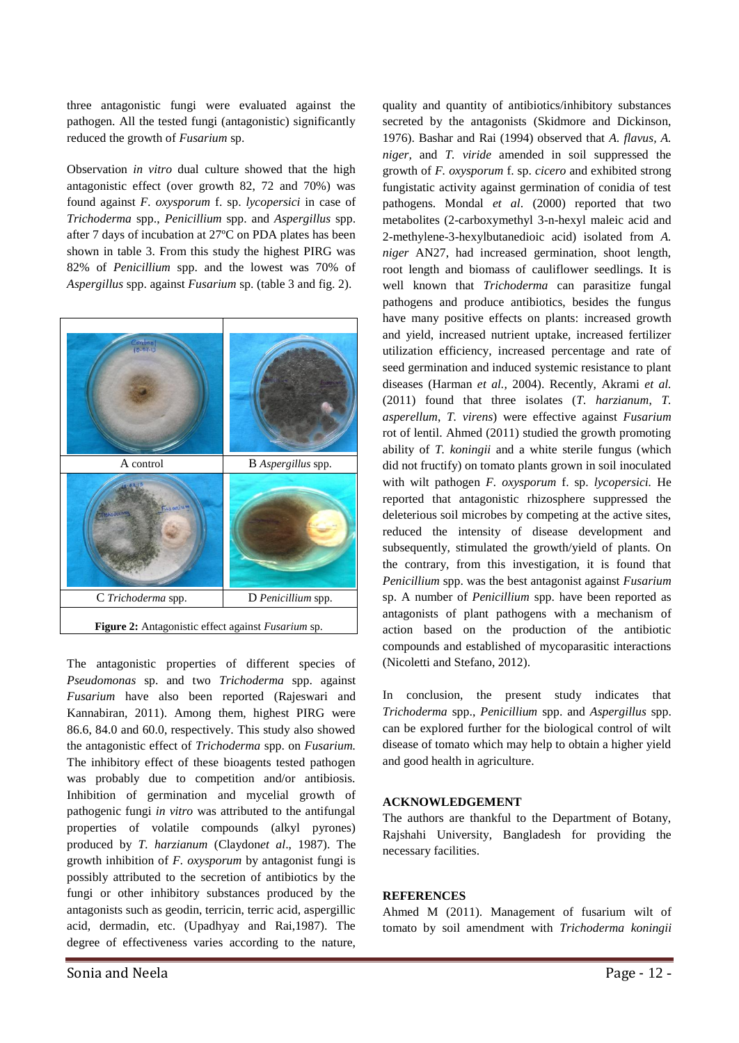three antagonistic fungi were evaluated against the pathogen. All the tested fungi (antagonistic) significantly reduced the growth of *Fusarium* sp.

Observation *in vitro* dual culture showed that the high antagonistic effect (over growth 82, 72 and 70%) was found against *F. oxysporum* f. sp. *lycopersici* in case of *Trichoderma* spp., *Penicillium* spp. and *Aspergillus* spp. after 7 days of incubation at 27ºC on PDA plates has been shown in table 3. From this study the highest PIRG was 82% of *Penicillium* spp. and the lowest was 70% of *Aspergillus* spp. against *Fusarium* sp. (table 3 and fig. 2).

| A control | B *Aspergillus* spp. |
|---|---|
| C *Trichoderma* spp. | D *Penicillium* spp. |

**Figure 2:** Antagonistic effect against *Fusarium* sp.

The antagonistic properties of different species of *Pseudomonas* sp. and two *Trichoderma* spp. against *Fusarium* have also been reported (Rajeswari and Kannabiran, 2011). Among them, highest PIRG were 86.6, 84.0 and 60.0, respectively. This study also showed the antagonistic effect of *Trichoderma* spp. on *Fusarium.* The inhibitory effect of these bioagents tested pathogen was probably due to competition and/or antibiosis. Inhibition of germination and mycelial growth of pathogenic fungi *in vitro* was attributed to the antifungal properties of volatile compounds (alkyl pyrones) produced by *T. harzianum* (Claydon*et al*., 1987). The growth inhibition of *F. oxysporum* by antagonist fungi is possibly attributed to the secretion of antibiotics by the fungi or other inhibitory substances produced by the antagonists such as geodin, terricin, terric acid, aspergillic acid, dermadin, etc. (Upadhyay and Rai,1987). The degree of effectiveness varies according to the nature, quality and quantity of antibiotics/inhibitory substances secreted by the antagonists (Skidmore and Dickinson, 1976). Bashar and Rai (1994) observed that *A. flavus, A. niger,* and *T. viride* amended in soil suppressed the growth of *F. oxysporum* f. sp. *cicero* and exhibited strong fungistatic activity against germination of conidia of test pathogens. Mondal *et al*. (2000) reported that two metabolites (2-carboxymethyl 3-n-hexyl maleic acid and 2-methylene-3-hexylbutanedioic acid) isolated from *A. niger* AN27, had increased germination, shoot length, root length and biomass of cauliflower seedlings. It is well known that *Trichoderma* can parasitize fungal pathogens and produce antibiotics, besides the fungus have many positive effects on plants: increased growth and yield, increased nutrient uptake, increased fertilizer utilization efficiency, increased percentage and rate of seed germination and induced systemic resistance to plant diseases (Harman *et al.*, 2004). Recently, Akrami *et al.* (2011) found that three isolates (*T. harzianum*, *T. asperellum*, *T. virens*) were effective against *Fusarium* rot of lentil. Ahmed (2011) studied the growth promoting ability of *T. koningii* and a white sterile fungus (which did not fructify) on tomato plants grown in soil inoculated with wilt pathogen *F. oxysporum* f. sp. *lycopersici.* He reported that antagonistic rhizosphere suppressed the deleterious soil microbes by competing at the active sites, reduced the intensity of disease development and subsequently, stimulated the growth/yield of plants. On the contrary, from this investigation, it is found that *Penicillium* spp. was the best antagonist against *Fusarium* sp. A number of *Penicillium* spp. have been reported as antagonists of plant pathogens with a mechanism of action based on the production of the antibiotic compounds and established of mycoparasitic interactions (Nicoletti and Stefano, 2012).

In conclusion, the present study indicates that *Trichoderma* spp., *Penicillium* spp. and *Aspergillus* spp. can be explored further for the biological control of wilt disease of tomato which may help to obtain a higher yield and good health in agriculture.

## ACKNOWLEDGEMENT

The authors are thankful to the Department of Botany, Rajshahi University, Bangladesh for providing the necessary facilities.

## REFERENCES

Ahmed M (2011). Management of fusarium wilt of tomato by soil amendment with *Trichoderma koningii*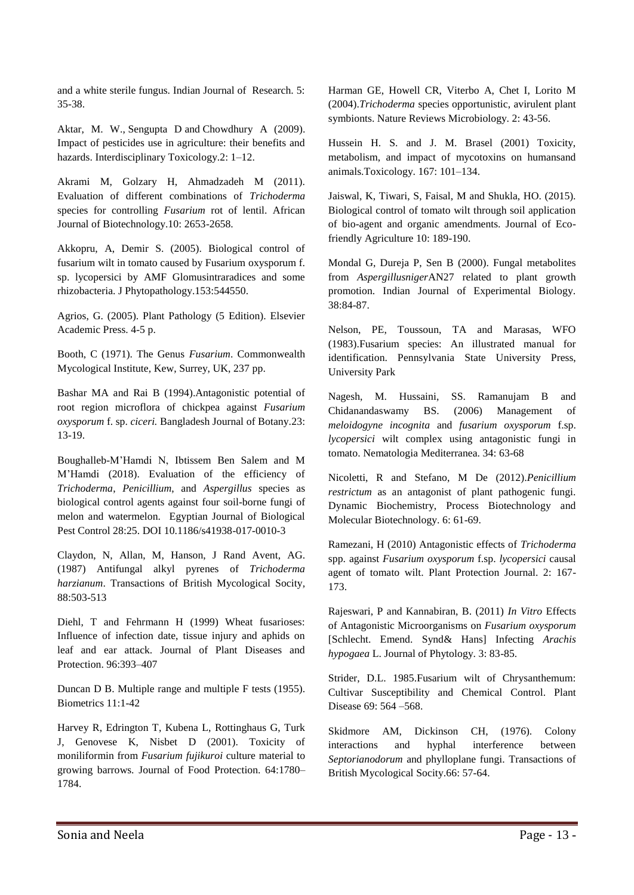and a white sterile fungus. Indian Journal of Research. 5: 35-38.

Aktar, M. W., Sengupta D and Chowdhury A (2009). Impact of pesticides use in agriculture: their benefits and hazards. Interdisciplinary Toxicology.2: 1–12.

Akrami M, Golzary H, Ahmadzadeh M (2011). Evaluation of different combinations of *Trichoderma* species for controlling *Fusarium* rot of lentil. African Journal of Biotechnology.10: 2653-2658.

Akkopru, A, Demir S. (2005). Biological control of fusarium wilt in tomato caused by Fusarium oxysporum f. sp. lycopersici by AMF Glomusintraradices and some rhizobacteria. J Phytopathology.153:544550.

Agrios, G. (2005). Plant Pathology (5 Edition). Elsevier Academic Press. 4-5 p.

Booth, C (1971). The Genus *Fusarium*. Commonwealth Mycological Institute, Kew, Surrey, UK, 237 pp.

Bashar MA and Rai B (1994).Antagonistic potential of root region microflora of chickpea against *Fusarium oxysporum* f. sp. *ciceri.* Bangladesh Journal of Botany.23: 13-19.

Boughalleb-M'Hamdi N, Ibtissem Ben Salem and M M'Hamdi (2018). Evaluation of the efficiency of *Trichoderma*, *Penicillium*, and *Aspergillus* species as biological control agents against four soil-borne fungi of melon and watermelon. Egyptian Journal of Biological Pest Control 28:25. DOI 10.1186/s41938-017-0010-3

Claydon, N, Allan, M, Hanson, J Rand Avent, AG. (1987) Antifungal alkyl pyrenes of *Trichoderma harzianum*. Transactions of British Mycological Socity, 88:503-513

Diehl, T and Fehrmann H (1999) Wheat fusarioses: Influence of infection date, tissue injury and aphids on leaf and ear attack. Journal of Plant Diseases and Protection. 96:393–407

Duncan D B. Multiple range and multiple F tests (1955). Biometrics 11:1-42

Harvey R, Edrington T, Kubena L, Rottinghaus G, Turk J, Genovese K, Nisbet D (2001). Toxicity of moniliformin from *Fusarium fujikuroi* culture material to growing barrows. Journal of Food Protection. 64:1780–1784.

Harman GE, Howell CR, Viterbo A, Chet I, Lorito M (2004).*Trichoderma* species opportunistic, avirulent plant symbionts. Nature Reviews Microbiology. 2: 43-56.

Hussein H. S. and J. M. Brasel (2001) Toxicity, metabolism, and impact of mycotoxins on humansand animals.Toxicology. 167: 101–134.

Jaiswal, K, Tiwari, S, Faisal, M and Shukla, HO. (2015). Biological control of tomato wilt through soil application of bio-agent and organic amendments. Journal of Eco-friendly Agriculture 10: 189-190.

Mondal G, Dureja P, Sen B (2000). Fungal metabolites from *Aspergillusniger*AN27 related to plant growth promotion. Indian Journal of Experimental Biology. 38:84-87.

Nelson, PE, Toussoun, TA and Marasas, WFO (1983).Fusarium species: An illustrated manual for identification. Pennsylvania State University Press, University Park

Nagesh, M. Hussaini, SS. Ramanujam B and Chidanandaswamy BS. (2006) Management of *meloidogyne incognita* and *fusarium oxysporum* f.sp. *lycopersici* wilt complex using antagonistic fungi in tomato. Nematologia Mediterranea. 34: 63-68

Nicoletti, R and Stefano, M De (2012).*Penicillium restrictum* as an antagonist of plant pathogenic fungi. Dynamic Biochemistry, Process Biotechnology and Molecular Biotechnology. 6: 61-69.

Ramezani, H (2010) Antagonistic effects of *Trichoderma* spp. against *Fusarium oxysporum* f.sp. *lycopersici* causal agent of tomato wilt. Plant Protection Journal. 2: 167-173.

Rajeswari, P and Kannabiran, B. (2011) *In Vitro* Effects of Antagonistic Microorganisms on *Fusarium oxysporum* [Schlecht. Emend. Synd& Hans] Infecting *Arachis hypogaea* L. Journal of Phytology. 3: 83-85.

Strider, D.L. 1985.Fusarium wilt of Chrysanthemum: Cultivar Susceptibility and Chemical Control. Plant Disease 69: 564 –568.

Skidmore AM, Dickinson CH, (1976). Colony interactions and hyphal interference between *Septorianodorum* and phylloplane fungi. Transactions of British Mycological Socity.66: 57-64.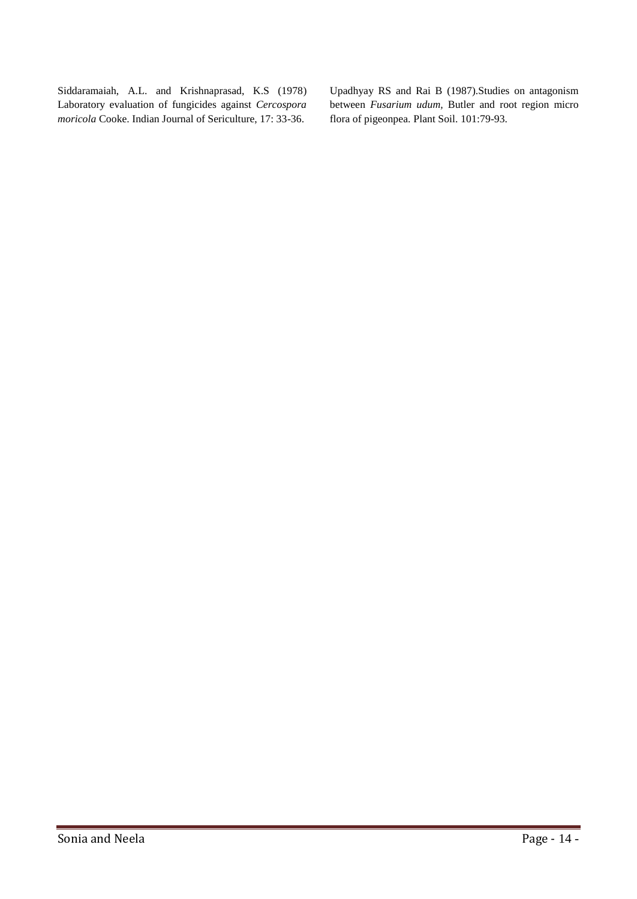Siddaramaiah, A.L. and Krishnaprasad, K.S (1978) Laboratory evaluation of fungicides against *Cercospora moricola* Cooke. Indian Journal of Sericulture, 17: 33-36.

Upadhyay RS and Rai B (1987).Studies on antagonism between *Fusarium udum,* Butler and root region micro flora of pigeonpea. Plant Soil. 101:79-93.